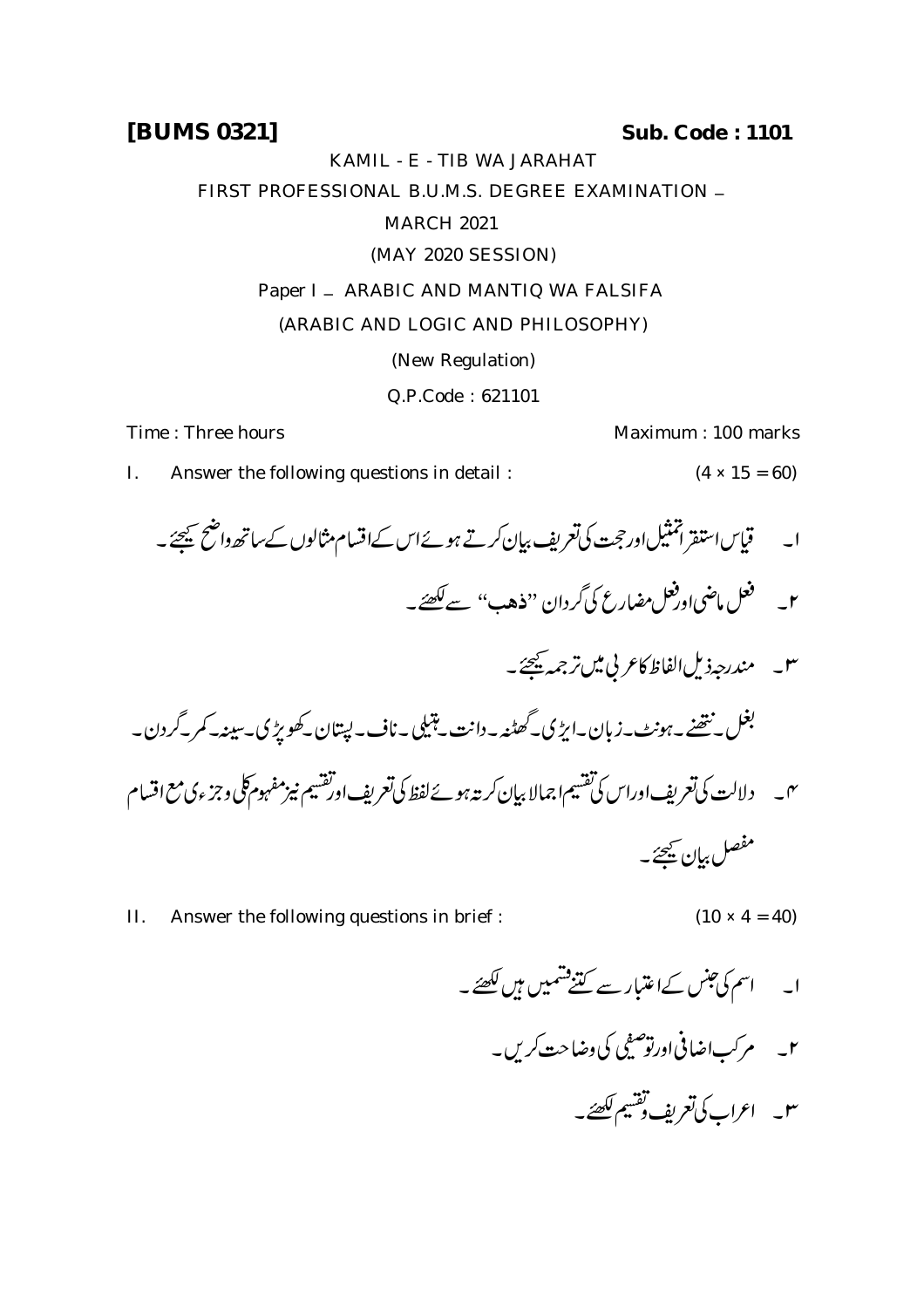**[BUMS 0321]** **Sub. Code : 1101**

KAMIL - E - TIB WA JARAHAT

FIRST PROFESSIONAL B.U.M.S. DEGREE EXAMINATION – MARCH 2021

(MAY 2020 SESSION)

Paper I – ARABIC AND MANTIQ WA FALSIFA

(ARABIC AND LOGIC AND PHILOSOPHY)

(New Regulation)

Q.P.Code : 621101

Time : Three hours Maximum : 100 marks

I. Answer the following questions in detail : (4 × 15 = 60)

۱۔ قیاس استقرا تمثیل اور حجت کی تعریف بیان کرتے ہوئے اس کے اقسام مثالوں کے ساتھ واضح کیجئے۔

۲۔ فعل ماضی اور فعل مضارع کی گردان "ذھب" سے لکھئے۔

۳۔ مندرجہ ذیل الفاظ کا عربی میں ترجمہ کیجئے۔

بغل۔ نتھنے۔ ہونٹ۔ زبان۔ ایڑی۔ گھٹنہ۔ دانت۔ ہتیلی۔ ناف۔ پستان۔ کھوپڑی۔ سینہ۔ کمر۔ گردن۔

۴۔ دلالت کی تعریف اور اس کی تقسیم اجمالا بیان کرتے ہوئے لفظ کی تعریف اور تقسیم نیز مفہوم کلی و جزءی مع اقسام مفصل بیان کیجئے۔

II. Answer the following questions in brief : (10 × 4 = 40)

۱۔ اسم کی جنس کے اعتبار سے کتنے قسمیں ہیں لکھئے۔

۲۔ مرکب اضافی اور توصیفی کی وضاحت کریں۔

۳۔ اعراب کی تعریف و تقسیم لکھئے۔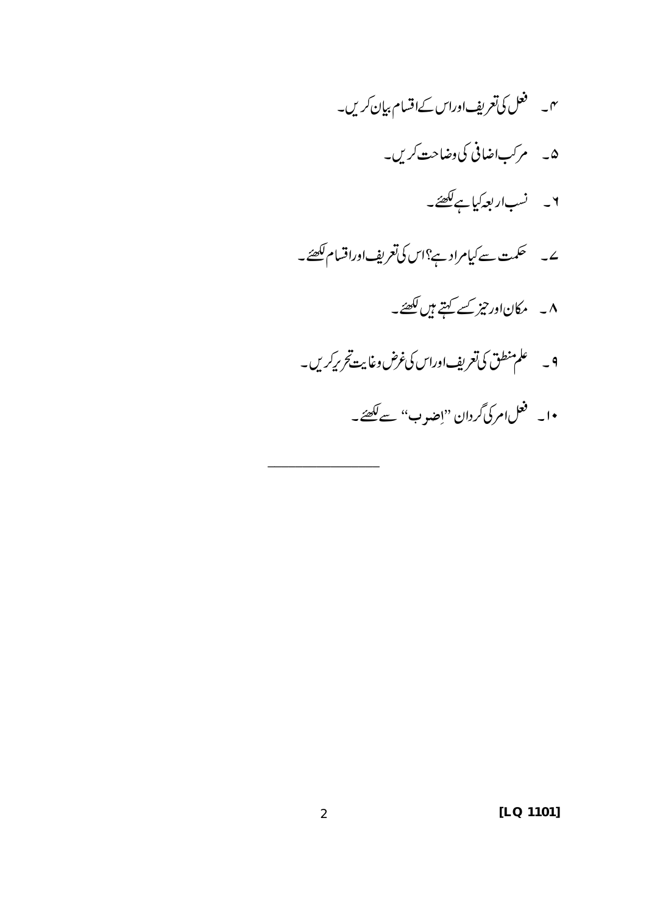۴۔ فعل کی تعریف اور اس کے اقسام بیان کریں۔

۵۔ مرکب اضافی کی وضاحت کریں۔

۶۔ نسب اربعہ کیا ہے لکھئے۔

۷۔ حکمت سے کیا مراد ہے؟ اس کی تعریف اور اقسام لکھئے۔

۸۔ مکان اور حیز کسے کہتے ہیں لکھئے۔

۹۔ علم منطق کی تعریف اور اس کی غرض وغایت تحریر کریں۔

۱۰۔ فعل امر کی گردان ''اِضرِب'' سے لکھئے۔

---

[LQ 1101]